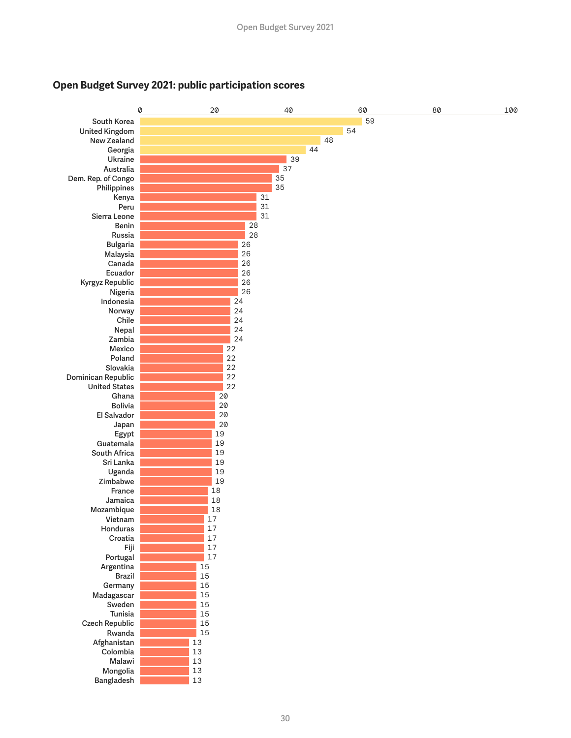## Open Budget Survey 2021: public participation scores

| Country | Score |
| --- | --- |
| South Korea | 59 |
| United Kingdom | 54 |
| New Zealand | 48 |
| Georgia | 44 |
| Ukraine | 39 |
| Australia | 37 |
| Dem. Rep. of Congo | 35 |
| Philippines | 35 |
| Kenya | 31 |
| Peru | 31 |
| Sierra Leone | 31 |
| Benin | 28 |
| Russia | 28 |
| Bulgaria | 26 |
| Malaysia | 26 |
| Canada | 26 |
| Ecuador | 26 |
| Kyrgyz Republic | 26 |
| Nigeria | 26 |
| Indonesia | 24 |
| Norway | 24 |
| Chile | 24 |
| Nepal | 24 |
| Zambia | 24 |
| Mexico | 22 |
| Poland | 22 |
| Slovakia | 22 |
| Dominican Republic | 22 |
| United States | 22 |
| Ghana | 20 |
| Bolivia | 20 |
| El Salvador | 20 |
| Japan | 20 |
| Egypt | 19 |
| Guatemala | 19 |
| South Africa | 19 |
| Sri Lanka | 19 |
| Uganda | 19 |
| Zimbabwe | 19 |
| France | 18 |
| Jamaica | 18 |
| Mozambique | 18 |
| Vietnam | 17 |
| Honduras | 17 |
| Croatia | 17 |
| Fiji | 17 |
| Portugal | 17 |
| Argentina | 15 |
| Brazil | 15 |
| Germany | 15 |
| Madagascar | 15 |
| Sweden | 15 |
| Tunisia | 15 |
| Czech Republic | 15 |
| Rwanda | 15 |
| Afghanistan | 13 |
| Colombia | 13 |
| Malawi | 13 |
| Mongolia | 13 |
| Bangladesh | 13 |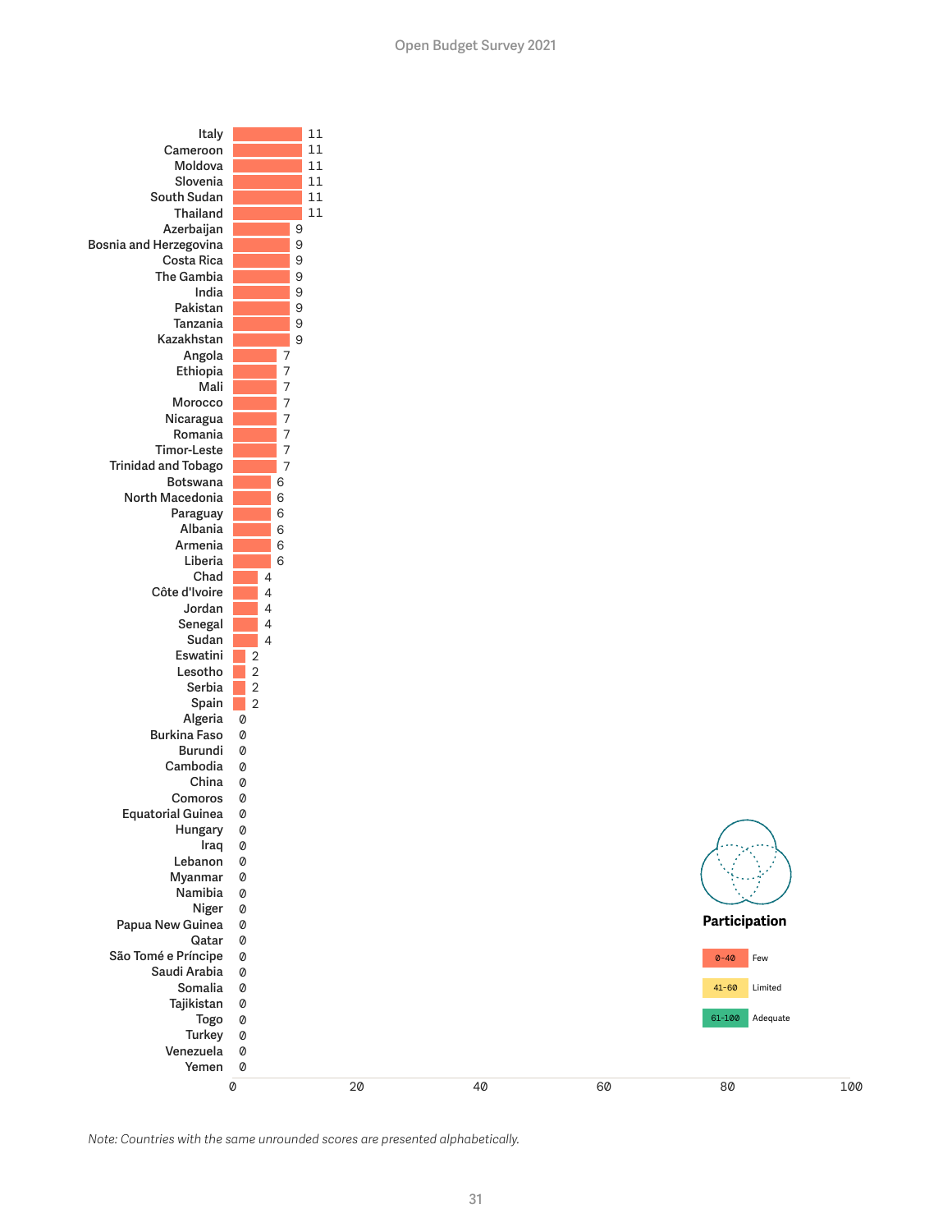| Country | Score |
| --- | --- |
| Italy | 11 |
| Cameroon | 11 |
| Moldova | 11 |
| Slovenia | 11 |
| South Sudan | 11 |
| Thailand | 11 |
| Azerbaijan | 9 |
| Bosnia and Herzegovina | 9 |
| Costa Rica | 9 |
| The Gambia | 9 |
| India | 9 |
| Pakistan | 9 |
| Tanzania | 9 |
| Kazakhstan | 9 |
| Angola | 7 |
| Ethiopia | 7 |
| Mali | 7 |
| Morocco | 7 |
| Nicaragua | 7 |
| Romania | 7 |
| Timor-Leste | 7 |
| Trinidad and Tobago | 7 |
| Botswana | 6 |
| North Macedonia | 6 |
| Paraguay | 6 |
| Albania | 6 |
| Armenia | 6 |
| Liberia | 6 |
| Chad | 4 |
| Côte d'Ivoire | 4 |
| Jordan | 4 |
| Senegal | 4 |
| Sudan | 4 |
| Eswatini | 2 |
| Lesotho | 2 |
| Serbia | 2 |
| Spain | 2 |
| Algeria | 0 |
| Burkina Faso | 0 |
| Burundi | 0 |
| Cambodia | 0 |
| China | 0 |
| Comoros | 0 |
| Equatorial Guinea | 0 |
| Hungary | 0 |
| Iraq | 0 |
| Lebanon | 0 |
| Myanmar | 0 |
| Namibia | 0 |
| Niger | 0 |
| Papua New Guinea | 0 |
| Qatar | 0 |
| São Tomé e Príncipe | 0 |
| Saudi Arabia | 0 |
| Somalia | 0 |
| Tajikistan | 0 |
| Togo | 0 |
| Turkey | 0 |
| Venezuela | 0 |
| Yemen | 0 |

**Participation**

- 0-40: Few
- 41-60: Limited
- 61-100: Adequate

*Note: Countries with the same unrounded scores are presented alphabetically.*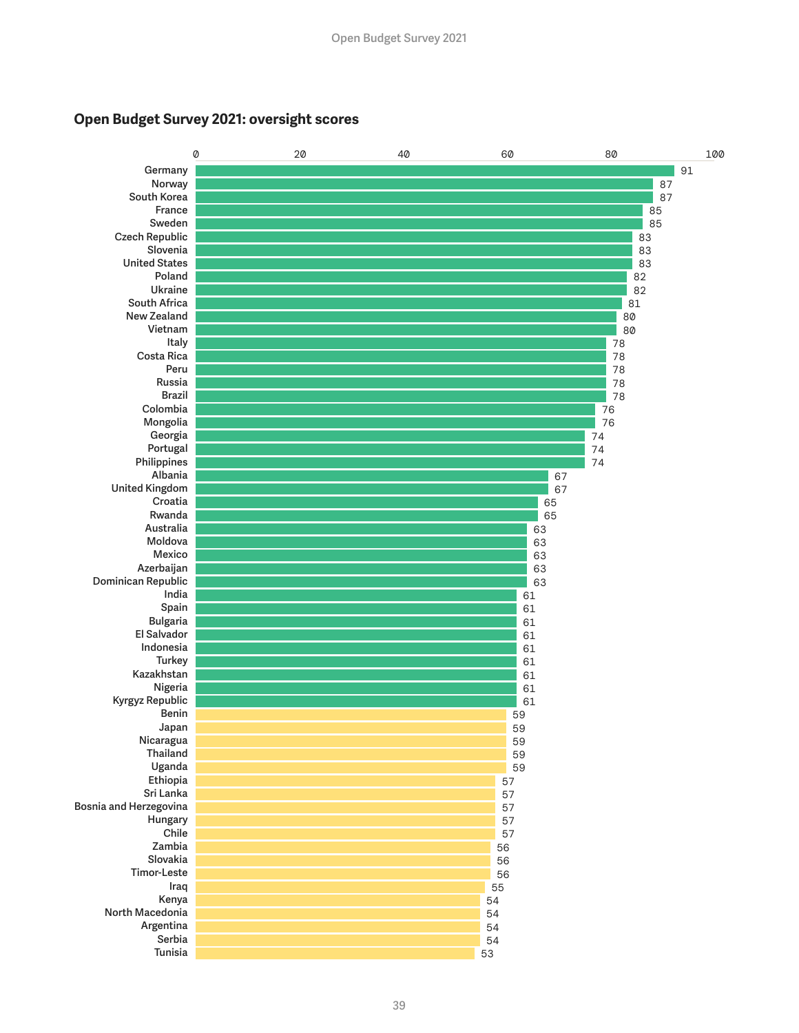## Open Budget Survey 2021: oversight scores

| Country | Oversight score |
|---|---|
| Germany | 91 |
| Norway | 87 |
| South Korea | 87 |
| France | 85 |
| Sweden | 85 |
| Czech Republic | 83 |
| Slovenia | 83 |
| United States | 83 |
| Poland | 82 |
| Ukraine | 82 |
| South Africa | 81 |
| New Zealand | 80 |
| Vietnam | 80 |
| Italy | 78 |
| Costa Rica | 78 |
| Peru | 78 |
| Russia | 78 |
| Brazil | 78 |
| Colombia | 76 |
| Mongolia | 76 |
| Georgia | 74 |
| Portugal | 74 |
| Philippines | 74 |
| Albania | 67 |
| United Kingdom | 67 |
| Croatia | 65 |
| Rwanda | 65 |
| Australia | 63 |
| Moldova | 63 |
| Mexico | 63 |
| Azerbaijan | 63 |
| Dominican Republic | 63 |
| India | 61 |
| Spain | 61 |
| Bulgaria | 61 |
| El Salvador | 61 |
| Indonesia | 61 |
| Turkey | 61 |
| Kazakhstan | 61 |
| Nigeria | 61 |
| Kyrgyz Republic | 61 |
| Benin | 59 |
| Japan | 59 |
| Nicaragua | 59 |
| Thailand | 59 |
| Uganda | 59 |
| Ethiopia | 57 |
| Sri Lanka | 57 |
| Bosnia and Herzegovina | 57 |
| Hungary | 57 |
| Chile | 57 |
| Zambia | 56 |
| Slovakia | 56 |
| Timor-Leste | 56 |
| Iraq | 55 |
| Kenya | 54 |
| North Macedonia | 54 |
| Argentina | 54 |
| Serbia | 54 |
| Tunisia | 53 |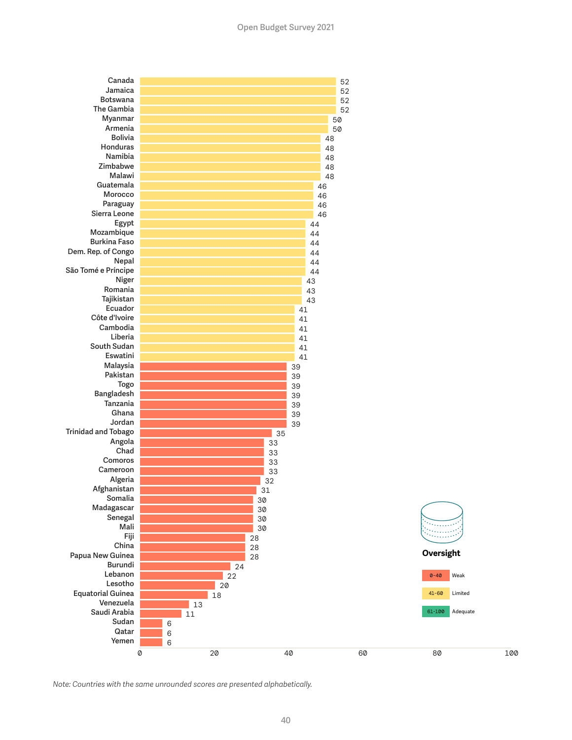| Country | Oversight score |
|---|---|
| Canada | 52 |
| Jamaica | 52 |
| Botswana | 52 |
| The Gambia | 52 |
| Myanmar | 50 |
| Armenia | 50 |
| Bolivia | 48 |
| Honduras | 48 |
| Namibia | 48 |
| Zimbabwe | 48 |
| Malawi | 48 |
| Guatemala | 46 |
| Morocco | 46 |
| Paraguay | 46 |
| Sierra Leone | 46 |
| Egypt | 44 |
| Mozambique | 44 |
| Burkina Faso | 44 |
| Dem. Rep. of Congo | 44 |
| Nepal | 44 |
| São Tomé e Príncipe | 44 |
| Niger | 43 |
| Romania | 43 |
| Tajikistan | 43 |
| Ecuador | 41 |
| Côte d'Ivoire | 41 |
| Cambodia | 41 |
| Liberia | 41 |
| South Sudan | 41 |
| Eswatini | 41 |
| Malaysia | 39 |
| Pakistan | 39 |
| Togo | 39 |
| Bangladesh | 39 |
| Tanzania | 39 |
| Ghana | 39 |
| Jordan | 39 |
| Trinidad and Tobago | 35 |
| Angola | 33 |
| Chad | 33 |
| Comoros | 33 |
| Cameroon | 33 |
| Algeria | 32 |
| Afghanistan | 31 |
| Somalia | 30 |
| Madagascar | 30 |
| Senegal | 30 |
| Mali | 30 |
| Fiji | 28 |
| China | 28 |
| Papua New Guinea | 28 |
| Burundi | 24 |
| Lebanon | 22 |
| Lesotho | 20 |
| Equatorial Guinea | 18 |
| Venezuela | 13 |
| Saudi Arabia | 11 |
| Sudan | 6 |
| Qatar | 6 |
| Yemen | 6 |

**Oversight**

- 0-40: Weak
- 41-60: Limited
- 61-100: Adequate

*Note: Countries with the same unrounded scores are presented alphabetically.*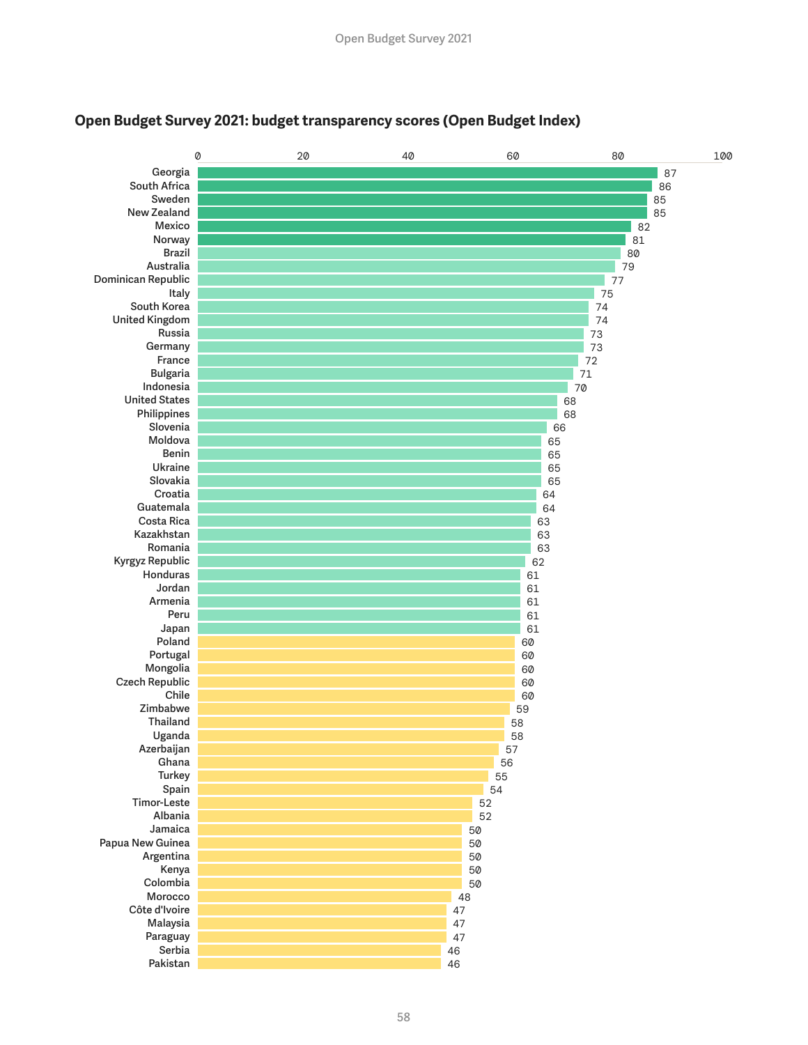## Open Budget Survey 2021: budget transparency scores (Open Budget Index)

| Country | Score |
|---|---|
| Georgia | 87 |
| South Africa | 86 |
| Sweden | 85 |
| New Zealand | 85 |
| Mexico | 82 |
| Norway | 81 |
| Brazil | 80 |
| Australia | 79 |
| Dominican Republic | 77 |
| Italy | 75 |
| South Korea | 74 |
| United Kingdom | 74 |
| Russia | 73 |
| Germany | 73 |
| France | 72 |
| Bulgaria | 71 |
| Indonesia | 70 |
| United States | 68 |
| Philippines | 68 |
| Slovenia | 66 |
| Moldova | 65 |
| Benin | 65 |
| Ukraine | 65 |
| Slovakia | 65 |
| Croatia | 64 |
| Guatemala | 64 |
| Costa Rica | 63 |
| Kazakhstan | 63 |
| Romania | 63 |
| Kyrgyz Republic | 62 |
| Honduras | 61 |
| Jordan | 61 |
| Armenia | 61 |
| Peru | 61 |
| Japan | 61 |
| Poland | 60 |
| Portugal | 60 |
| Mongolia | 60 |
| Czech Republic | 60 |
| Chile | 60 |
| Zimbabwe | 59 |
| Thailand | 58 |
| Uganda | 58 |
| Azerbaijan | 57 |
| Ghana | 56 |
| Turkey | 55 |
| Spain | 54 |
| Timor-Leste | 52 |
| Albania | 52 |
| Jamaica | 50 |
| Papua New Guinea | 50 |
| Argentina | 50 |
| Kenya | 50 |
| Colombia | 50 |
| Morocco | 48 |
| Côte d'Ivoire | 47 |
| Malaysia | 47 |
| Paraguay | 47 |
| Serbia | 46 |
| Pakistan | 46 |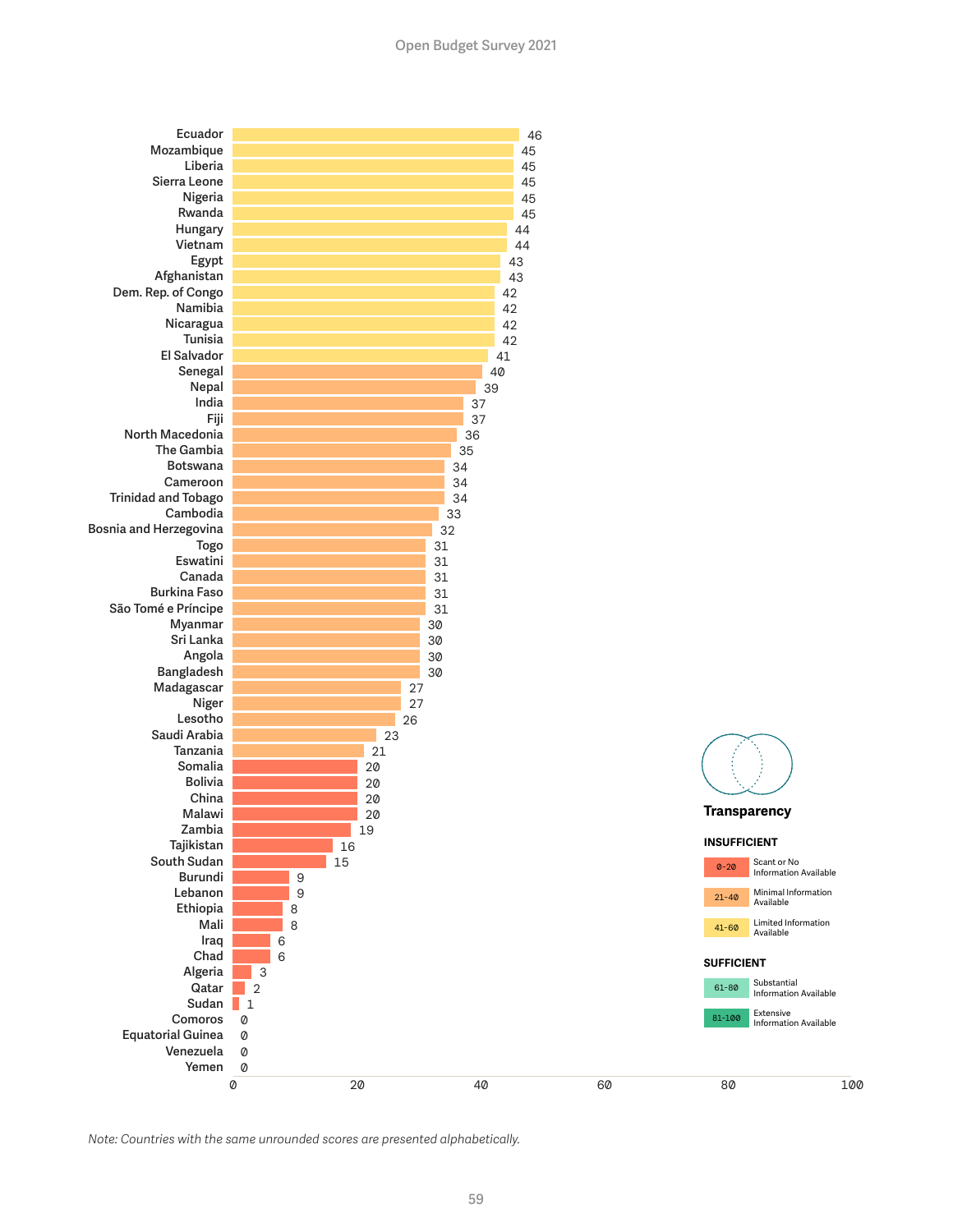Ecuador 46
Mozambique 45
Liberia 45
Sierra Leone 45
Nigeria 45
Rwanda 45
Hungary 44
Vietnam 44
Egypt 43
Afghanistan 43
Dem. Rep. of Congo 42
Namibia 42
Nicaragua 42
Tunisia 42
El Salvador 41
Senegal 40
Nepal 39
India 37
Fiji 37
North Macedonia 36
The Gambia 35
Botswana 34
Cameroon 34
Trinidad and Tobago 34
Cambodia 33
Bosnia and Herzegovina 32
Togo 31
Eswatini 31
Canada 31
Burkina Faso 31
São Tomé e Príncipe 31
Myanmar 30
Sri Lanka 30
Angola 30
Bangladesh 30
Madagascar 27
Niger 27
Lesotho 26
Saudi Arabia 23
Tanzania 21
Somalia 20
Bolivia 20
China 20
Malawi 20
Zambia 19
Tajikistan 16
South Sudan 15
Burundi 9
Lebanon 9
Ethiopia 8
Mali 8
Iraq 6
Chad 6
Algeria 3
Qatar 2
Sudan 1
Comoros 0
Equatorial Guinea 0
Venezuela 0
Yemen 0

0 20 40 60 80 100

**Transparency**

**INSUFFICIENT**

0-20 Scant or No Information Available

21-40 Minimal Information Available

41-60 Limited Information Available

**SUFFICIENT**

61-80 Substantial Information Available

81-100 Extensive Information Available

*Note: Countries with the same unrounded scores are presented alphabetically.*